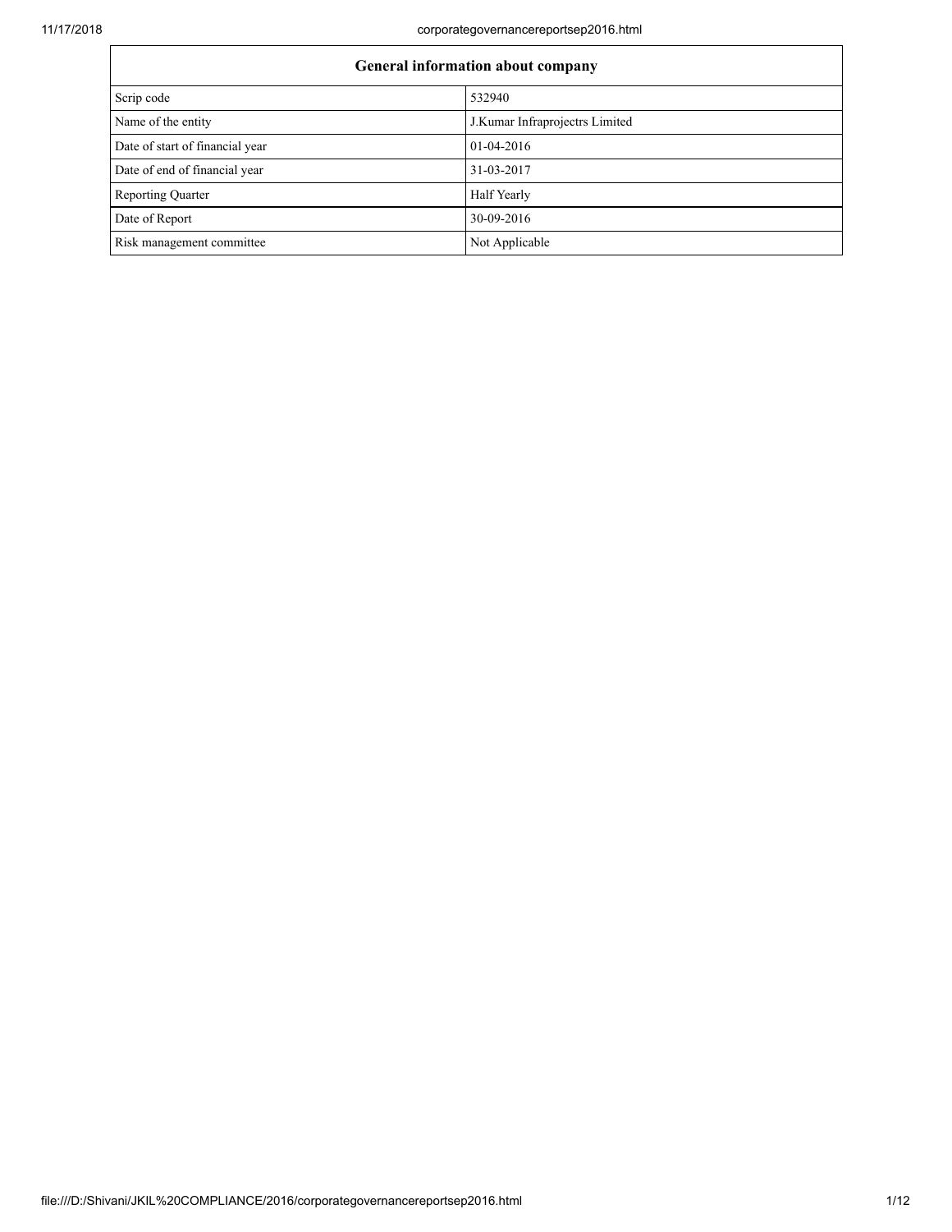| General information about company | |
|---|---|
| Scrip code | 532940 |
| Name of the entity | J.Kumar Infraprojectrs Limited |
| Date of start of financial year | 01-04-2016 |
| Date of end of financial year | 31-03-2017 |
| Reporting Quarter | Half Yearly |
| Date of Report | 30-09-2016 |
| Risk management committee | Not Applicable |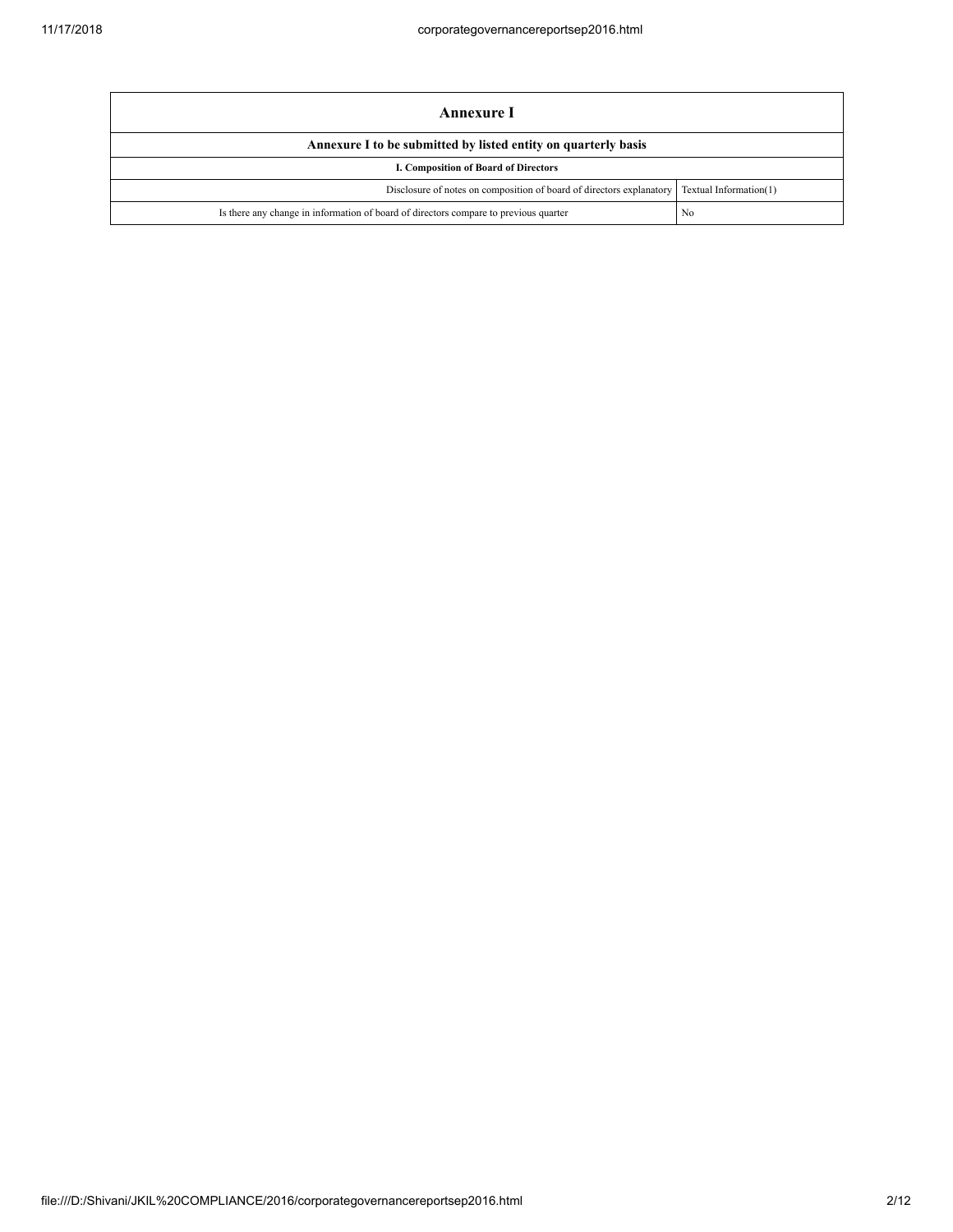| Annexure I | |
|---|---|
| **Annexure I to be submitted by listed entity on quarterly basis** | |
| **I. Composition of Board of Directors** | |
| Disclosure of notes on composition of board of directors explanatory | Textual Information(1) |
| Is there any change in information of board of directors compare to previous quarter | No |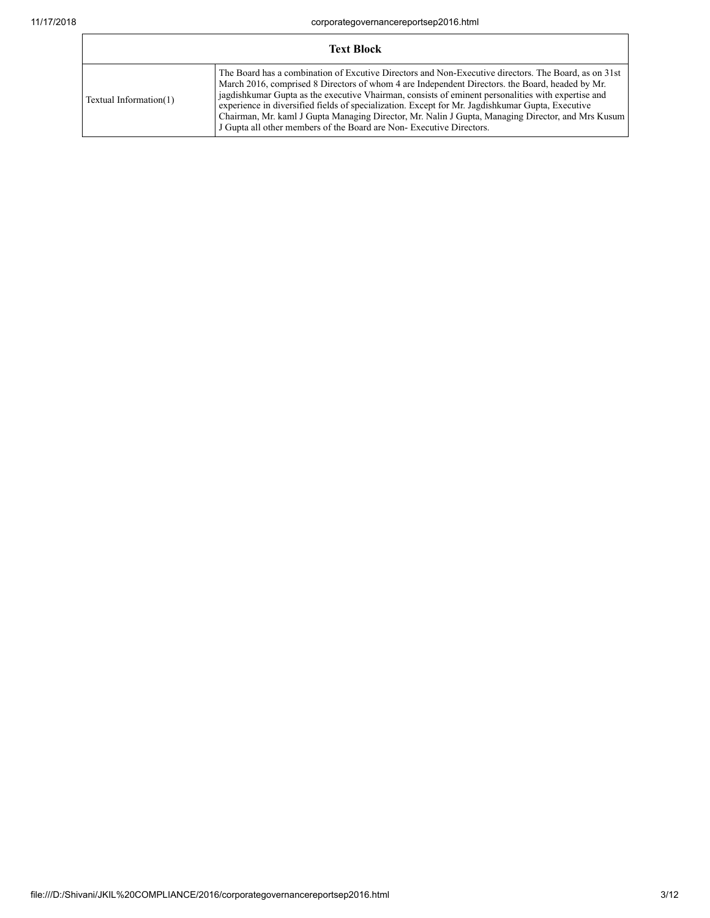| Text Block | |
|---|---|
| Textual Information(1) | The Board has a combination of Excutive Directors and Non-Executive directors. The Board, as on 31st March 2016, comprised 8 Directors of whom 4 are Independent Directors. the Board, headed by Mr. jagdishkumar Gupta as the executive Vhairman, consists of eminent personalities with expertise and experience in diversified fields of specialization. Except for Mr. Jagdishkumar Gupta, Executive Chairman, Mr. kaml J Gupta Managing Director, Mr. Nalin J Gupta, Managing Director, and Mrs Kusum J Gupta all other members of the Board are Non- Executive Directors. |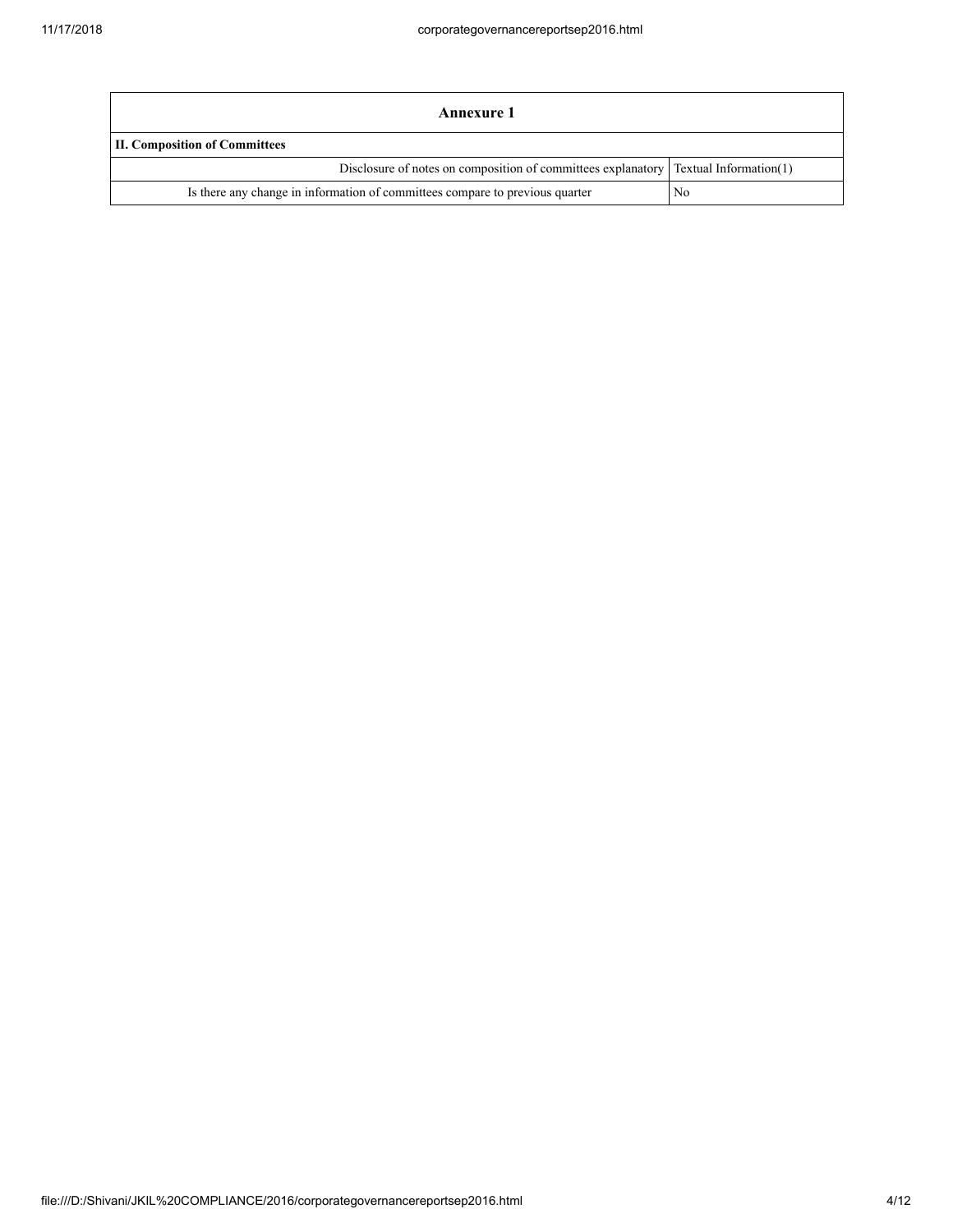| Annexure 1 | |
|---|---|
| **II. Composition of Committees** | |
| Disclosure of notes on composition of committees explanatory | Textual Information(1) |
| Is there any change in information of committees compare to previous quarter | No |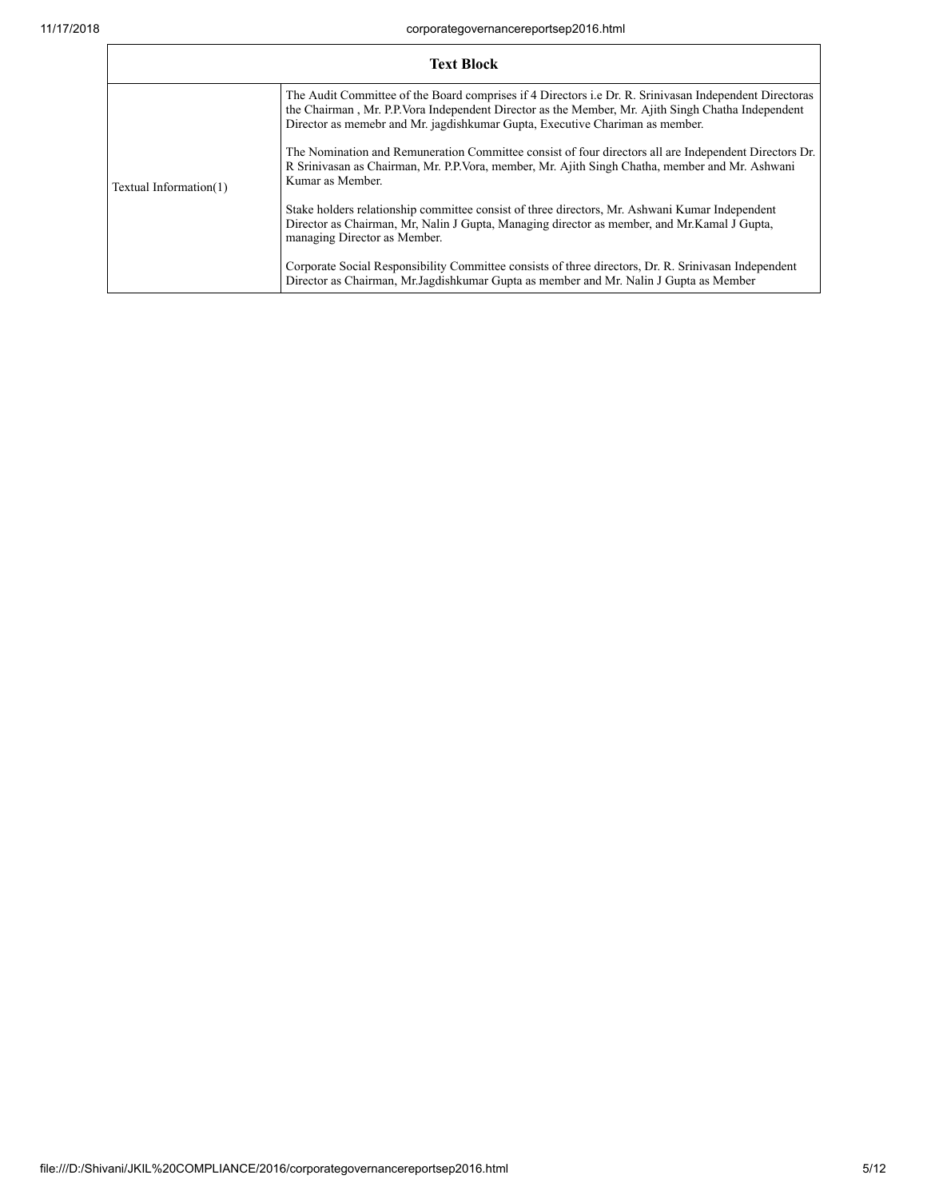| Text Block | |
|---|---|
| Textual Information(1) | The Audit Committee of the Board comprises if 4 Directors i.e Dr. R. Srinivasan Independent Directoras the Chairman , Mr. P.P.Vora Independent Director as the Member, Mr. Ajith Singh Chatha Independent Director as memebr and Mr. jagdishkumar Gupta, Executive Chariman as member.<br><br>The Nomination and Remuneration Committee consist of four directors all are Independent Directors Dr. R Srinivasan as Chairman, Mr. P.P.Vora, member, Mr. Ajith Singh Chatha, member and Mr. Ashwani Kumar as Member.<br><br>Stake holders relationship committee consist of three directors, Mr. Ashwani Kumar Independent Director as Chairman, Mr, Nalin J Gupta, Managing director as member, and Mr.Kamal J Gupta, managing Director as Member.<br><br>Corporate Social Responsibility Committee consists of three directors, Dr. R. Srinivasan Independent Director as Chairman, Mr.Jagdishkumar Gupta as member and Mr. Nalin J Gupta as Member |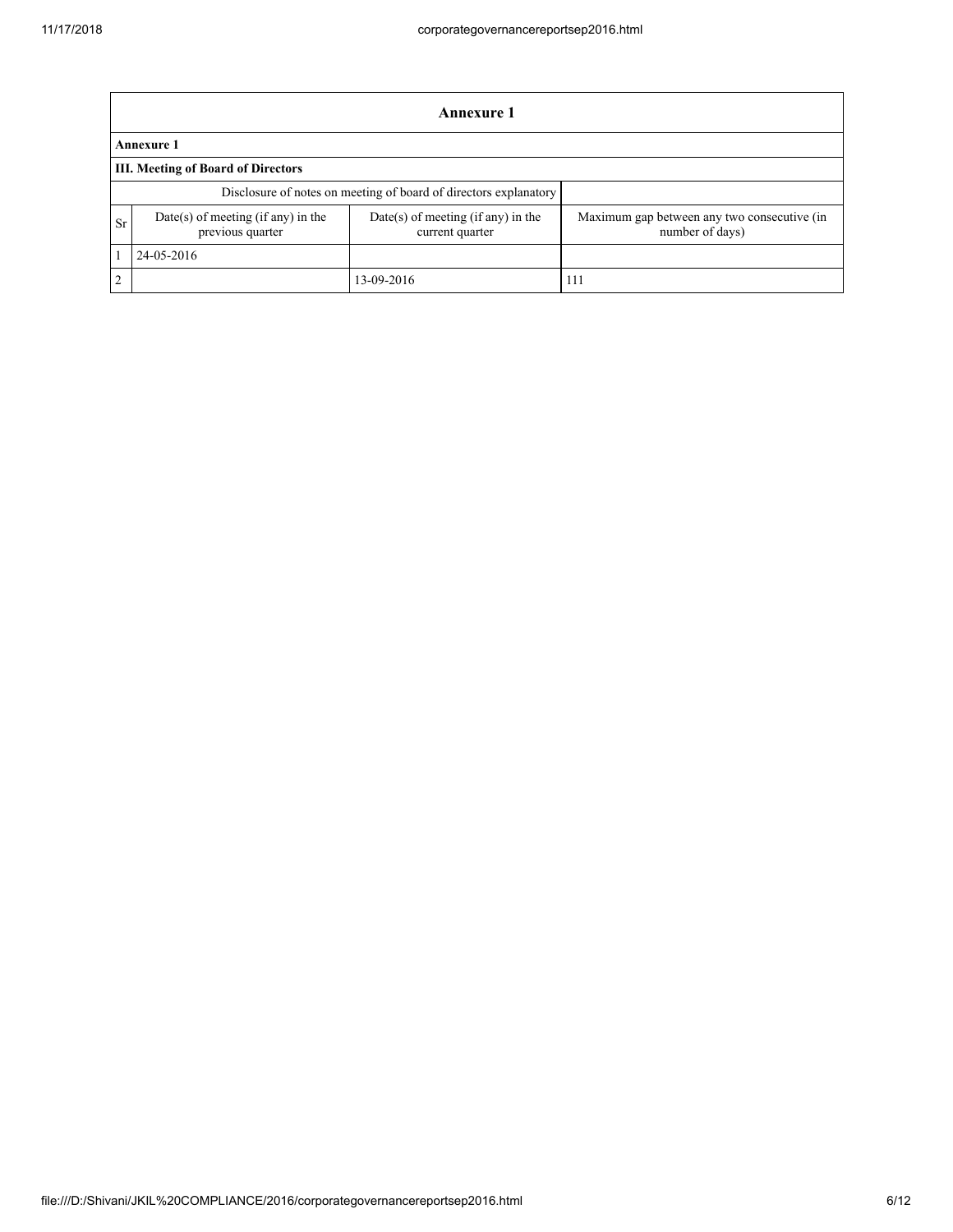| Annexure 1 | | | |
|---|---|---|---|
| **Annexure 1** | | | |
| **III. Meeting of Board of Directors** | | | |
| Disclosure of notes on meeting of board of directors explanatory | | | |
| Sr | Date(s) of meeting (if any) in the previous quarter | Date(s) of meeting (if any) in the current quarter | Maximum gap between any two consecutive (in number of days) |
| 1 | 24-05-2016 | | |
| 2 | | 13-09-2016 | 111 |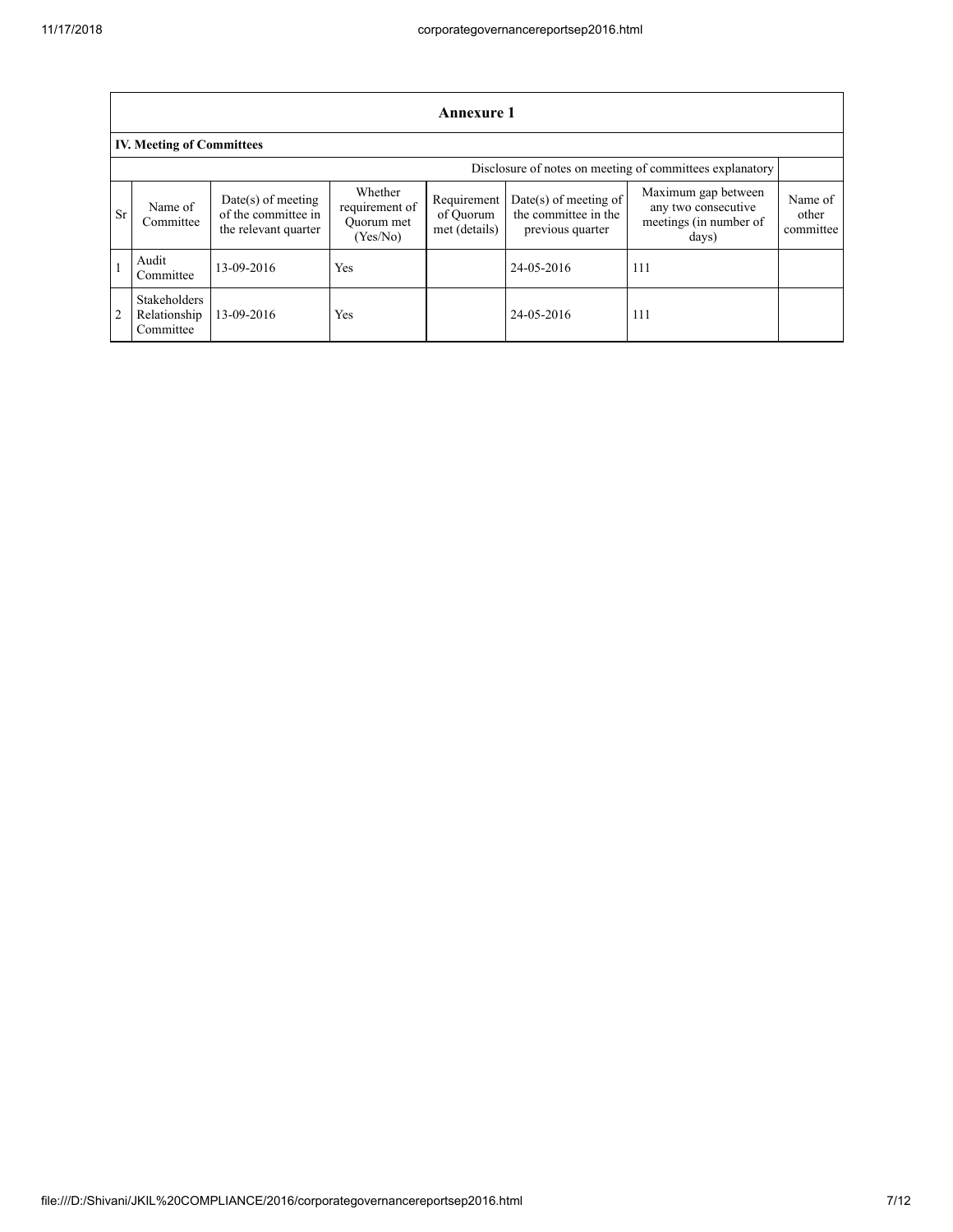## Annexure 1

### IV. Meeting of Committees

| | | | | | | | Disclosure of notes on meeting of committees explanatory |
|---|---|---|---|---|---|---|---|
| Sr | Name of Committee | Date(s) of meeting of the committee in the relevant quarter | Whether requirement of Quorum met (Yes/No) | Requirement of Quorum met (details) | Date(s) of meeting of the committee in the previous quarter | Maximum gap between any two consecutive meetings (in number of days) | Name of other committee |
| 1 | Audit Committee | 13-09-2016 | Yes | | 24-05-2016 | 111 | |
| 2 | Stakeholders Relationship Committee | 13-09-2016 | Yes | | 24-05-2016 | 111 | |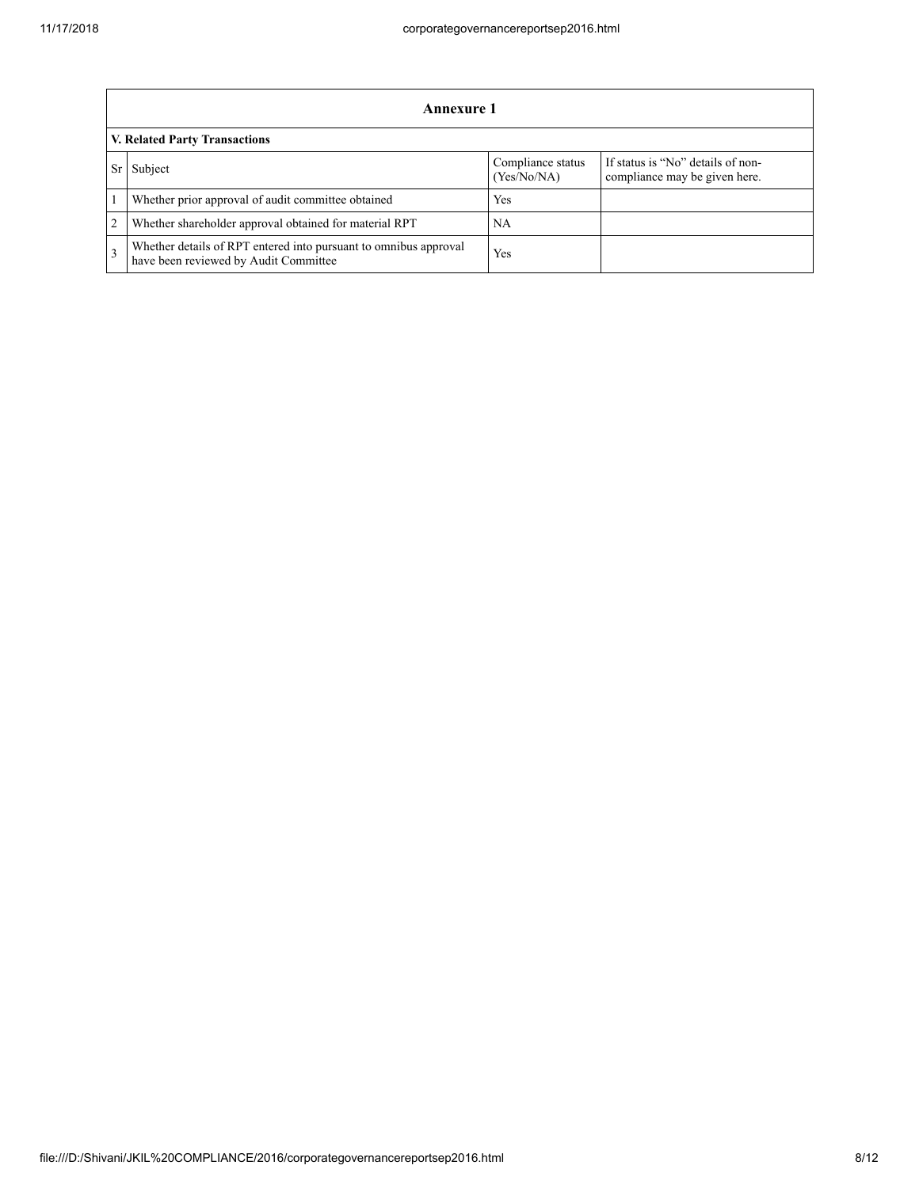## Annexure 1

### V. Related Party Transactions

| Sr | Subject | Compliance status (Yes/No/NA) | If status is "No" details of non-compliance may be given here. |
|---|---|---|---|
| 1 | Whether prior approval of audit committee obtained | Yes | |
| 2 | Whether shareholder approval obtained for material RPT | NA | |
| 3 | Whether details of RPT entered into pursuant to omnibus approval have been reviewed by Audit Committee | Yes | |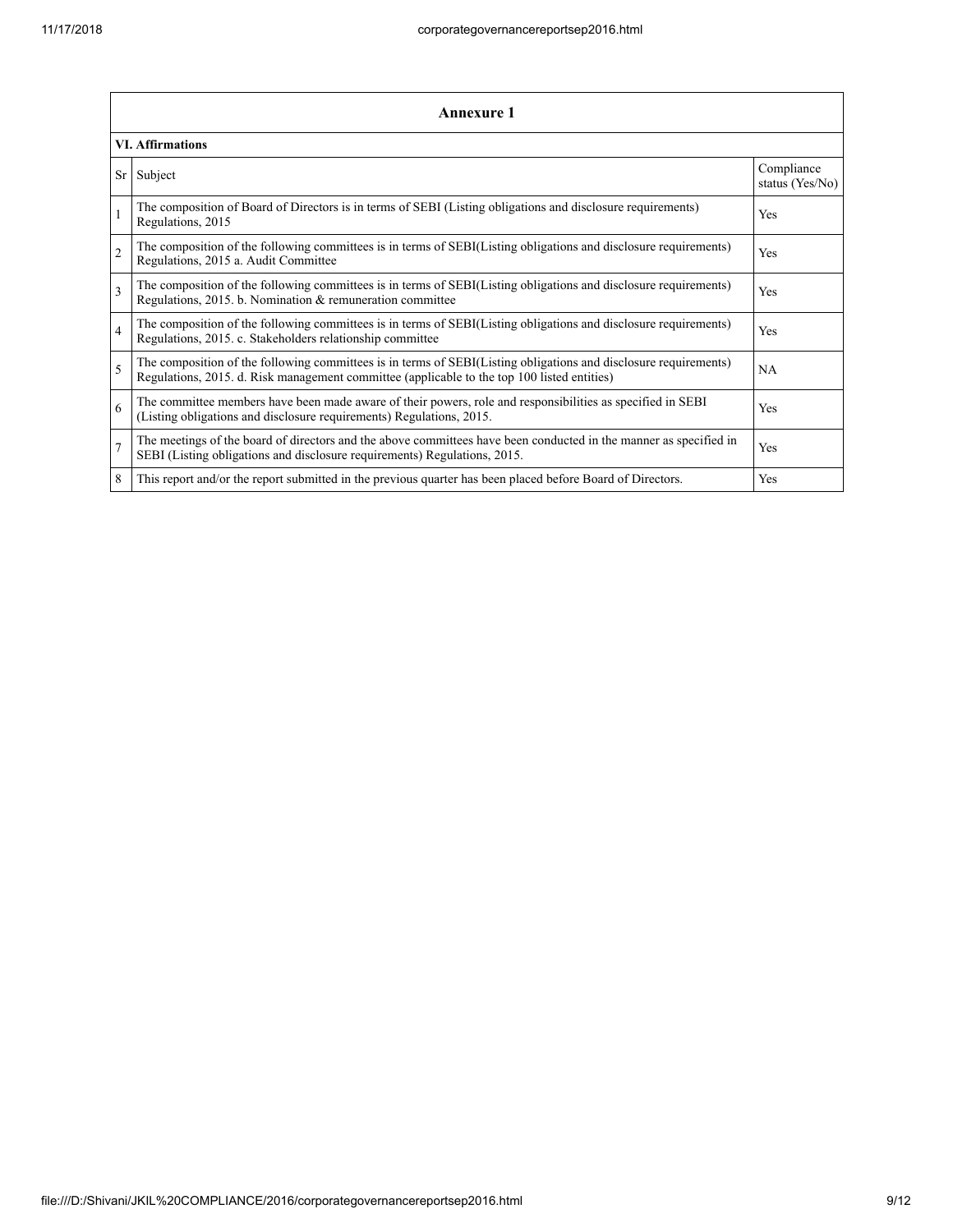## Annexure 1

### VI. Affirmations

| Sr | Subject | Compliance status (Yes/No) |
|---|---|---|
| 1 | The composition of Board of Directors is in terms of SEBI (Listing obligations and disclosure requirements) Regulations, 2015 | Yes |
| 2 | The composition of the following committees is in terms of SEBI(Listing obligations and disclosure requirements) Regulations, 2015 a. Audit Committee | Yes |
| 3 | The composition of the following committees is in terms of SEBI(Listing obligations and disclosure requirements) Regulations, 2015. b. Nomination & remuneration committee | Yes |
| 4 | The composition of the following committees is in terms of SEBI(Listing obligations and disclosure requirements) Regulations, 2015. c. Stakeholders relationship committee | Yes |
| 5 | The composition of the following committees is in terms of SEBI(Listing obligations and disclosure requirements) Regulations, 2015. d. Risk management committee (applicable to the top 100 listed entities) | NA |
| 6 | The committee members have been made aware of their powers, role and responsibilities as specified in SEBI (Listing obligations and disclosure requirements) Regulations, 2015. | Yes |
| 7 | The meetings of the board of directors and the above committees have been conducted in the manner as specified in SEBI (Listing obligations and disclosure requirements) Regulations, 2015. | Yes |
| 8 | This report and/or the report submitted in the previous quarter has been placed before Board of Directors. | Yes |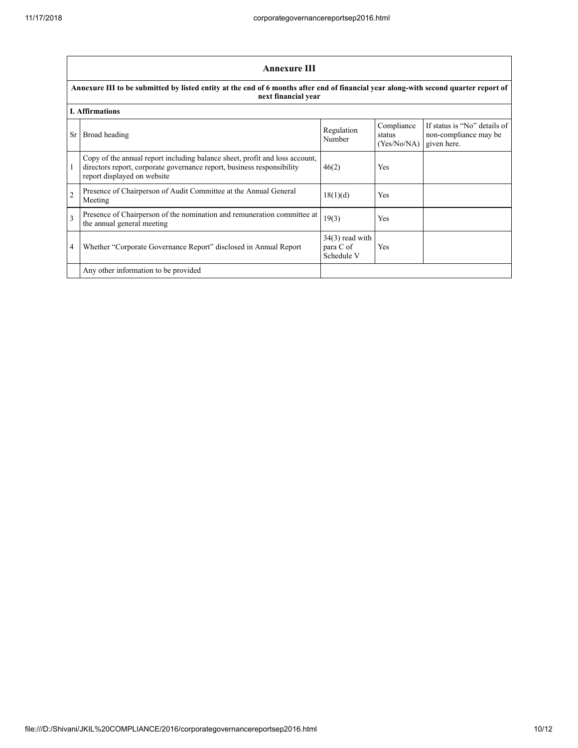## Annexure III

**Annexure III to be submitted by listed entity at the end of 6 months after end of financial year along-with second quarter report of next financial year**

**I. Affirmations**

| Sr | Broad heading | Regulation Number | Compliance status (Yes/No/NA) | If status is "No" details of non-compliance may be given here. |
|---|---|---|---|---|
| 1 | Copy of the annual report including balance sheet, profit and loss account, directors report, corporate governance report, business responsibility report displayed on website | 46(2) | Yes | |
| 2 | Presence of Chairperson of Audit Committee at the Annual General Meeting | 18(1)(d) | Yes | |
| 3 | Presence of Chairperson of the nomination and remuneration committee at the annual general meeting | 19(3) | Yes | |
| 4 | Whether "Corporate Governance Report" disclosed in Annual Report | 34(3) read with para C of Schedule V | Yes | |
| | Any other information to be provided | | | |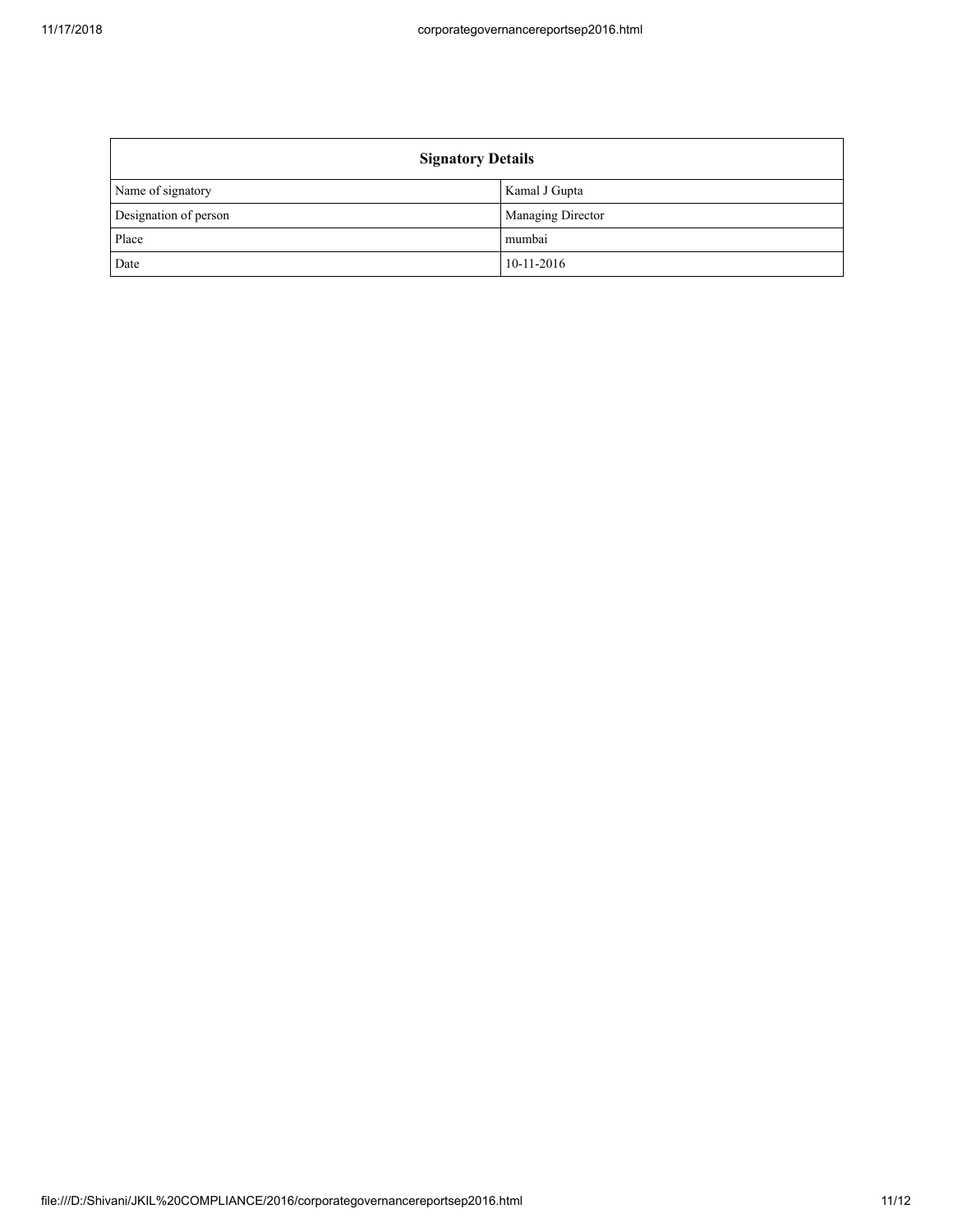| Signatory Details | |
| --- | --- |
| Name of signatory | Kamal J Gupta |
| Designation of person | Managing Director |
| Place | mumbai |
| Date | 10-11-2016 |